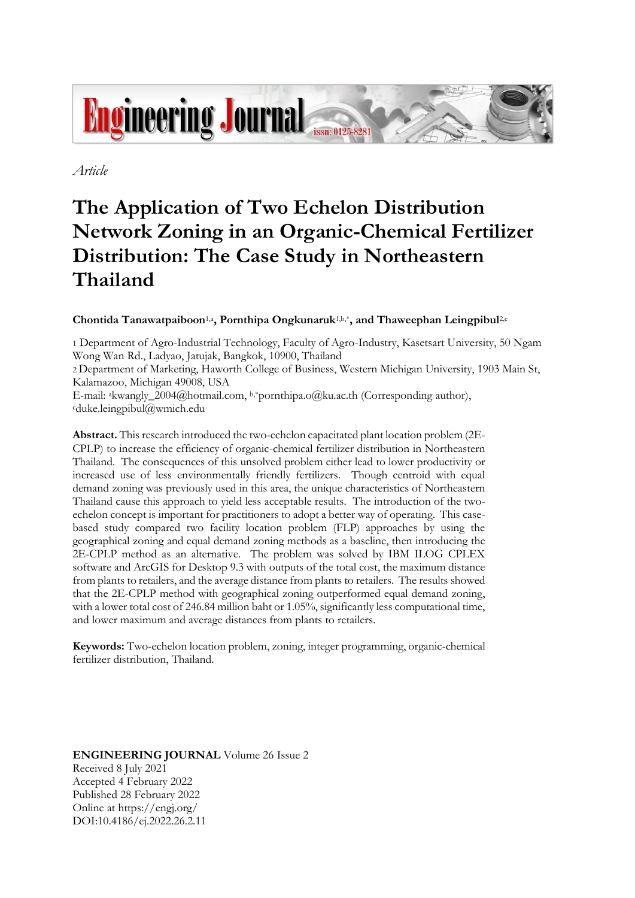*Article*

# The Application of Two Echelon Distribution Network Zoning in an Organic-Chemical Fertilizer Distribution: The Case Study in Northeastern Thailand

**Chontida Tanawatpaiboon**[1,a]**, Pornthipa Ongkunaruk**[1,b,*]**, and Thaweephan Leingpibul**[2,c]

1 Department of Agro-Industrial Technology, Faculty of Agro-Industry, Kasetsart University, 50 Ngam Wong Wan Rd., Ladyao, Jatujak, Bangkok, 10900, Thailand

2 Department of Marketing, Haworth College of Business, Western Michigan University, 1903 Main St, Kalamazoo, Michigan 49008, USA

E-mail: [a]kwangly_2004@hotmail.com, [b,*]pornthipa.o@ku.ac.th (Corresponding author), [c]duke.leingpibul@wmich.edu

**Abstract.** This research introduced the two-echelon capacitated plant location problem (2E-CPLP) to increase the efficiency of organic-chemical fertilizer distribution in Northeastern Thailand. The consequences of this unsolved problem either lead to lower productivity or increased use of less environmentally friendly fertilizers. Though centroid with equal demand zoning was previously used in this area, the unique characteristics of Northeastern Thailand cause this approach to yield less acceptable results. The introduction of the two-echelon concept is important for practitioners to adopt a better way of operating. This case-based study compared two facility location problem (FLP) approaches by using the geographical zoning and equal demand zoning methods as a baseline, then introducing the 2E-CPLP method as an alternative. The problem was solved by IBM ILOG CPLEX software and ArcGIS for Desktop 9.3 with outputs of the total cost, the maximum distance from plants to retailers, and the average distance from plants to retailers. The results showed that the 2E-CPLP method with geographical zoning outperformed equal demand zoning, with a lower total cost of 246.84 million baht or 1.05%, significantly less computational time, and lower maximum and average distances from plants to retailers.

**Keywords:** Two-echelon location problem, zoning, integer programming, organic-chemical fertilizer distribution, Thailand.

**ENGINEERING JOURNAL** Volume 26 Issue 2
Received 8 July 2021
Accepted 4 February 2022
Published 28 February 2022
Online at https://engj.org/
DOI:10.4186/ej.2022.26.2.11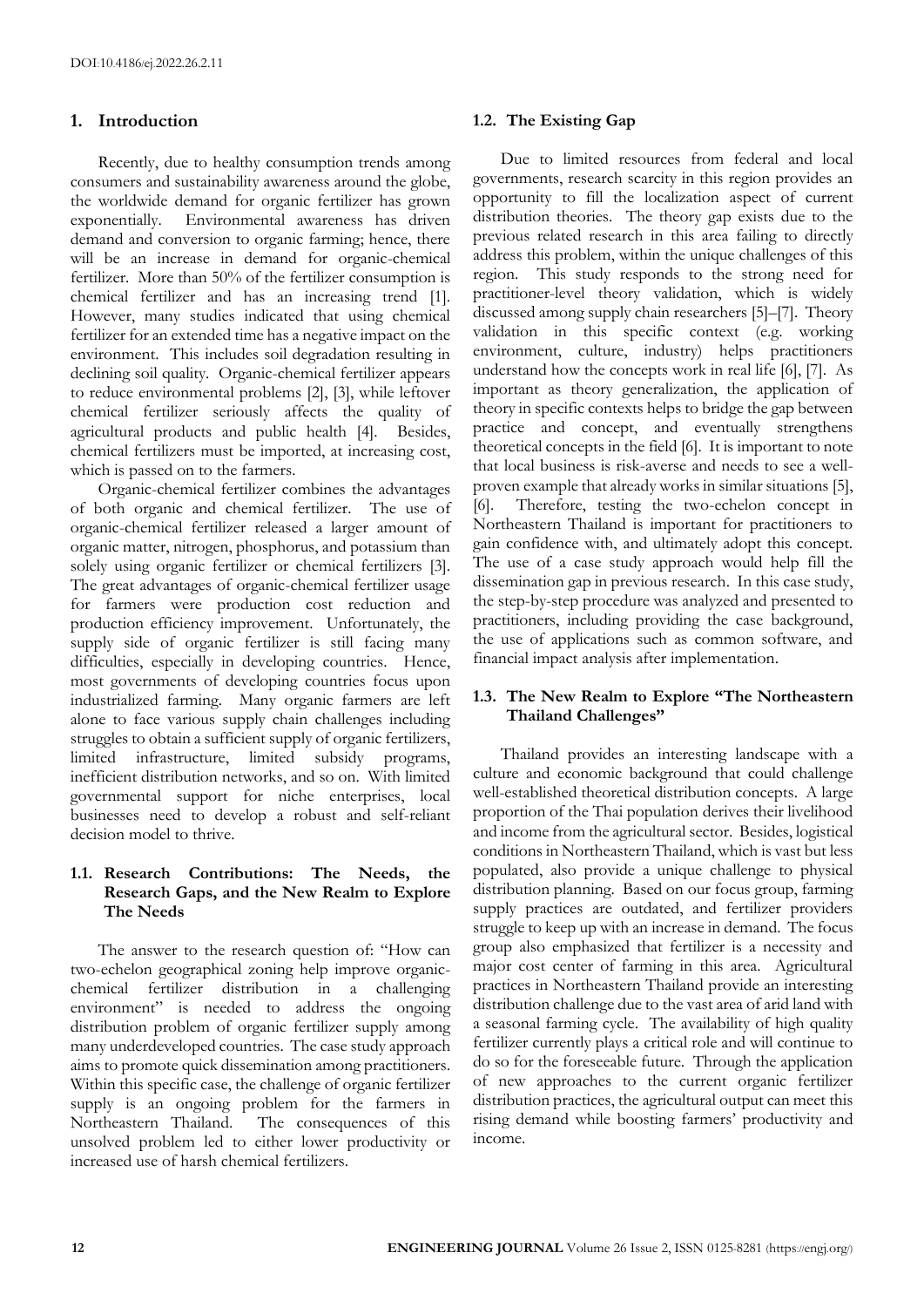## 1. Introduction

Recently, due to healthy consumption trends among consumers and sustainability awareness around the globe, the worldwide demand for organic fertilizer has grown exponentially. Environmental awareness has driven demand and conversion to organic farming; hence, there will be an increase in demand for organic-chemical fertilizer. More than 50% of the fertilizer consumption is chemical fertilizer and has an increasing trend [1]. However, many studies indicated that using chemical fertilizer for an extended time has a negative impact on the environment. This includes soil degradation resulting in declining soil quality. Organic-chemical fertilizer appears to reduce environmental problems [2], [3], while leftover chemical fertilizer seriously affects the quality of agricultural products and public health [4]. Besides, chemical fertilizers must be imported, at increasing cost, which is passed on to the farmers.

Organic-chemical fertilizer combines the advantages of both organic and chemical fertilizer. The use of organic-chemical fertilizer released a larger amount of organic matter, nitrogen, phosphorus, and potassium than solely using organic fertilizer or chemical fertilizers [3]. The great advantages of organic-chemical fertilizer usage for farmers were production cost reduction and production efficiency improvement. Unfortunately, the supply side of organic fertilizer is still facing many difficulties, especially in developing countries. Hence, most governments of developing countries focus upon industrialized farming. Many organic farmers are left alone to face various supply chain challenges including struggles to obtain a sufficient supply of organic fertilizers, limited infrastructure, limited subsidy programs, inefficient distribution networks, and so on. With limited governmental support for niche enterprises, local businesses need to develop a robust and self-reliant decision model to thrive.

### 1.1. Research Contributions: The Needs, the Research Gaps, and the New Realm to Explore The Needs

The answer to the research question of: "How can two-echelon geographical zoning help improve organic-chemical fertilizer distribution in a challenging environment" is needed to address the ongoing distribution problem of organic fertilizer supply among many underdeveloped countries. The case study approach aims to promote quick dissemination among practitioners. Within this specific case, the challenge of organic fertilizer supply is an ongoing problem for the farmers in Northeastern Thailand. The consequences of this unsolved problem led to either lower productivity or increased use of harsh chemical fertilizers.

### 1.2. The Existing Gap

Due to limited resources from federal and local governments, research scarcity in this region provides an opportunity to fill the localization aspect of current distribution theories. The theory gap exists due to the previous related research in this area failing to directly address this problem, within the unique challenges of this region. This study responds to the strong need for practitioner-level theory validation, which is widely discussed among supply chain researchers [5]–[7]. Theory validation in this specific context (e.g. working environment, culture, industry) helps practitioners understand how the concepts work in real life [6], [7]. As important as theory generalization, the application of theory in specific contexts helps to bridge the gap between practice and concept, and eventually strengthens theoretical concepts in the field [6]. It is important to note that local business is risk-averse and needs to see a well-proven example that already works in similar situations [5], [6]. Therefore, testing the two-echelon concept in Northeastern Thailand is important for practitioners to gain confidence with, and ultimately adopt this concept. The use of a case study approach would help fill the dissemination gap in previous research. In this case study, the step-by-step procedure was analyzed and presented to practitioners, including providing the case background, the use of applications such as common software, and financial impact analysis after implementation.

### 1.3. The New Realm to Explore "The Northeastern Thailand Challenges"

Thailand provides an interesting landscape with a culture and economic background that could challenge well-established theoretical distribution concepts. A large proportion of the Thai population derives their livelihood and income from the agricultural sector. Besides, logistical conditions in Northeastern Thailand, which is vast but less populated, also provide a unique challenge to physical distribution planning. Based on our focus group, farming supply practices are outdated, and fertilizer providers struggle to keep up with an increase in demand. The focus group also emphasized that fertilizer is a necessity and major cost center of farming in this area. Agricultural practices in Northeastern Thailand provide an interesting distribution challenge due to the vast area of arid land with a seasonal farming cycle. The availability of high quality fertilizer currently plays a critical role and will continue to do so for the foreseeable future. Through the application of new approaches to the current organic fertilizer distribution practices, the agricultural output can meet this rising demand while boosting farmers' productivity and income.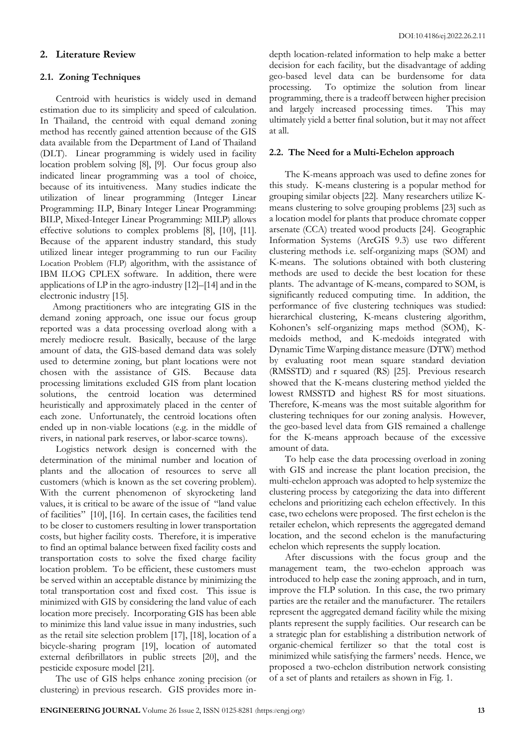## 2. Literature Review

### 2.1. Zoning Techniques

Centroid with heuristics is widely used in demand estimation due to its simplicity and speed of calculation. In Thailand, the centroid with equal demand zoning method has recently gained attention because of the GIS data available from the Department of Land of Thailand (DLT). Linear programming is widely used in facility location problem solving [8], [9]. Our focus group also indicated linear programming was a tool of choice, because of its intuitiveness. Many studies indicate the utilization of linear programming (Integer Linear Programming: ILP, Binary Integer Linear Programming: BILP, Mixed-Integer Linear Programming: MILP) allows effective solutions to complex problems [8], [10], [11]. Because of the apparent industry standard, this study utilized linear integer programming to run our Facility Location Problem (FLP) algorithm, with the assistance of IBM ILOG CPLEX software. In addition, there were applications of LP in the agro-industry [12]–[14] and in the electronic industry [15].

Among practitioners who are integrating GIS in the demand zoning approach, one issue our focus group reported was a data processing overload along with a merely mediocre result. Basically, because of the large amount of data, the GIS-based demand data was solely used to determine zoning, but plant locations were not chosen with the assistance of GIS. Because data processing limitations excluded GIS from plant location solutions, the centroid location was determined heuristically and approximately placed in the center of each zone. Unfortunately, the centroid locations often ended up in non-viable locations (e.g. in the middle of rivers, in national park reserves, or labor-scarce towns).

Logistics network design is concerned with the determination of the minimal number and location of plants and the allocation of resources to serve all customers (which is known as the set covering problem). With the current phenomenon of skyrocketing land values, it is critical to be aware of the issue of "land value of facilities" [10], [16]. In certain cases, the facilities tend to be closer to customers resulting in lower transportation costs, but higher facility costs. Therefore, it is imperative to find an optimal balance between fixed facility costs and transportation costs to solve the fixed charge facility location problem. To be efficient, these customers must be served within an acceptable distance by minimizing the total transportation cost and fixed cost. This issue is minimized with GIS by considering the land value of each location more precisely. Incorporating GIS has been able to minimize this land value issue in many industries, such as the retail site selection problem [17], [18], location of a bicycle-sharing program [19], location of automated external defibrillators in public streets [20], and the pesticide exposure model [21].

The use of GIS helps enhance zoning precision (or clustering) in previous research. GIS provides more in-depth location-related information to help make a better decision for each facility, but the disadvantage of adding geo-based level data can be burdensome for data processing. To optimize the solution from linear programming, there is a tradeoff between higher precision and largely increased processing times. This may ultimately yield a better final solution, but it may not affect at all.

### 2.2. The Need for a Multi-Echelon approach

The K-means approach was used to define zones for this study. K-means clustering is a popular method for grouping similar objects [22]. Many researchers utilize K-means clustering to solve grouping problems [23] such as a location model for plants that produce chromate copper arsenate (CCA) treated wood products [24]. Geographic Information Systems (ArcGIS 9.3) use two different clustering methods i.e. self-organizing maps (SOM) and K-means. The solutions obtained with both clustering methods are used to decide the best location for these plants. The advantage of K-means, compared to SOM, is significantly reduced computing time. In addition, the performance of five clustering techniques was studied: hierarchical clustering, K-means clustering algorithm, Kohonen's self-organizing maps method (SOM), K-medoids method, and K-medoids integrated with Dynamic Time Warping distance measure (DTW) method by evaluating root mean square standard deviation (RMSSTD) and r squared (RS) [25]. Previous research showed that the K-means clustering method yielded the lowest RMSSTD and highest RS for most situations. Therefore, K-means was the most suitable algorithm for clustering techniques for our zoning analysis. However, the geo-based level data from GIS remained a challenge for the K-means approach because of the excessive amount of data.

To help ease the data processing overload in zoning with GIS and increase the plant location precision, the multi-echelon approach was adopted to help systemize the clustering process by categorizing the data into different echelons and prioritizing each echelon effectively. In this case, two echelons were proposed. The first echelon is the retailer echelon, which represents the aggregated demand location, and the second echelon is the manufacturing echelon which represents the supply location.

After discussions with the focus group and the management team, the two-echelon approach was introduced to help ease the zoning approach, and in turn, improve the FLP solution. In this case, the two primary parties are the retailer and the manufacturer. The retailers represent the aggregated demand facility while the mixing plants represent the supply facilities. Our research can be a strategic plan for establishing a distribution network of organic-chemical fertilizer so that the total cost is minimized while satisfying the farmers' needs. Hence, we proposed a two-echelon distribution network consisting of a set of plants and retailers as shown in Fig. 1.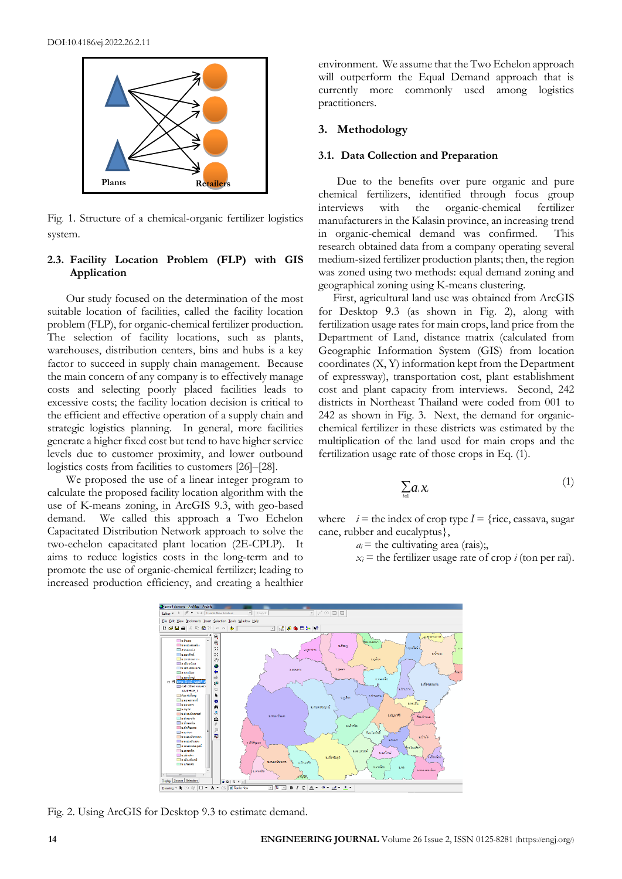Fig. 1. Structure of a chemical-organic fertilizer logistics system.

### 2.3. Facility Location Problem (FLP) with GIS Application

Our study focused on the determination of the most suitable location of facilities, called the facility location problem (FLP), for organic-chemical fertilizer production. The selection of facility locations, such as plants, warehouses, distribution centers, bins and hubs is a key factor to succeed in supply chain management. Because the main concern of any company is to effectively manage costs and selecting poorly placed facilities leads to excessive costs; the facility location decision is critical to the efficient and effective operation of a supply chain and strategic logistics planning. In general, more facilities generate a higher fixed cost but tend to have higher service levels due to customer proximity, and lower outbound logistics costs from facilities to customers [26]–[28].

We proposed the use of a linear integer program to calculate the proposed facility location algorithm with the use of K-means zoning, in ArcGIS 9.3, with geo-based demand. We called this approach a Two Echelon Capacitated Distribution Network approach to solve the two-echelon capacitated plant location (2E-CPLP). It aims to reduce logistics costs in the long-term and to promote the use of organic-chemical fertilizer; leading to increased production efficiency, and creating a healthier environment. We assume that the Two Echelon approach will outperform the Equal Demand approach that is currently more commonly used among logistics practitioners.

## 3. Methodology

### 3.1. Data Collection and Preparation

Due to the benefits over pure organic and pure chemical fertilizers, identified through focus group interviews with the organic-chemical fertilizer manufacturers in the Kalasin province, an increasing trend in organic-chemical demand was confirmed. This research obtained data from a company operating several medium-sized fertilizer production plants; then, the region was zoned using two methods: equal demand zoning and geographical zoning using K-means clustering.

First, agricultural land use was obtained from ArcGIS for Desktop 9.3 (as shown in Fig. 2), along with fertilization usage rates for main crops, land price from the Department of Land, distance matrix (calculated from Geographic Information System (GIS) from location coordinates (X, Y) information kept from the Department of expressway), transportation cost, plant establishment cost and plant capacity from interviews. Second, 242 districts in Northeast Thailand were coded from 001 to 242 as shown in Fig. 3. Next, the demand for organic-chemical fertilizer in these districts was estimated by the multiplication of the land used for main crops and the fertilization usage rate of those crops in Eq. (1).

$$\sum_{i \in I} a_i x_i \tag{1}$$

where $i$ = the index of crop type $I$ = {rice, cassava, sugar cane, rubber and eucalyptus},

$a_i$ = the cultivating area (rais);,

$x_i$ = the fertilizer usage rate of crop $i$ (ton per rai).

Fig. 2. Using ArcGIS for Desktop 9.3 to estimate demand.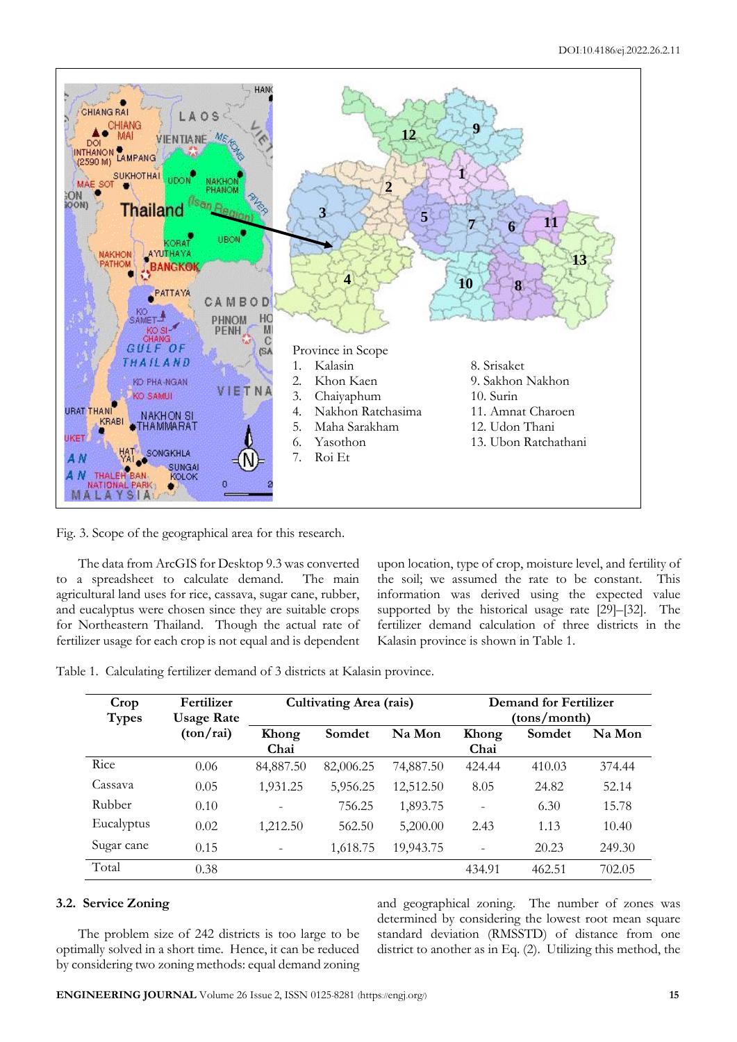Province in Scope

1. Kalasin
2. Khon Kaen
3. Chaiyaphum
4. Nakhon Ratchasima
5. Maha Sarakham
6. Yasothon
7. Roi Et
8. Srisaket
9. Sakhon Nakhon
10. Surin
11. Amnat Charoen
12. Udon Thani
13. Ubon Ratchathani

Fig. 3. Scope of the geographical area for this research.

The data from ArcGIS for Desktop 9.3 was converted to a spreadsheet to calculate demand. The main agricultural land uses for rice, cassava, sugar cane, rubber, and eucalyptus were chosen since they are suitable crops for Northeastern Thailand. Though the actual rate of fertilizer usage for each crop is not equal and is dependent upon location, type of crop, moisture level, and fertility of the soil; we assumed the rate to be constant. This information was derived using the expected value supported by the historical usage rate [29]–[32]. The fertilizer demand calculation of three districts in the Kalasin province is shown in Table 1.

Table 1. Calculating fertilizer demand of 3 districts at Kalasin province.

| Crop Types | Fertilizer Usage Rate (ton/rai) | Cultivating Area (rais) | | | Demand for Fertilizer (tons/month) | | |
|---|---|---|---|---|---|---|---|
| | | Khong Chai | Somdet | Na Mon | Khong Chai | Somdet | Na Mon |
| Rice | 0.06 | 84,887.50 | 82,006.25 | 74,887.50 | 424.44 | 410.03 | 374.44 |
| Cassava | 0.05 | 1,931.25 | 5,956.25 | 12,512.50 | 8.05 | 24.82 | 52.14 |
| Rubber | 0.10 | - | 756.25 | 1,893.75 | - | 6.30 | 15.78 |
| Eucalyptus | 0.02 | 1,212.50 | 562.50 | 5,200.00 | 2.43 | 1.13 | 10.40 |
| Sugar cane | 0.15 | - | 1,618.75 | 19,943.75 | - | 20.23 | 249.30 |
| Total | 0.38 | | | | 434.91 | 462.51 | 702.05 |

### 3.2. Service Zoning

The problem size of 242 districts is too large to be optimally solved in a short time. Hence, it can be reduced by considering two zoning methods: equal demand zoning and geographical zoning. The number of zones was determined by considering the lowest root mean square standard deviation (RMSSTD) of distance from one district to another as in Eq. (2). Utilizing this method, the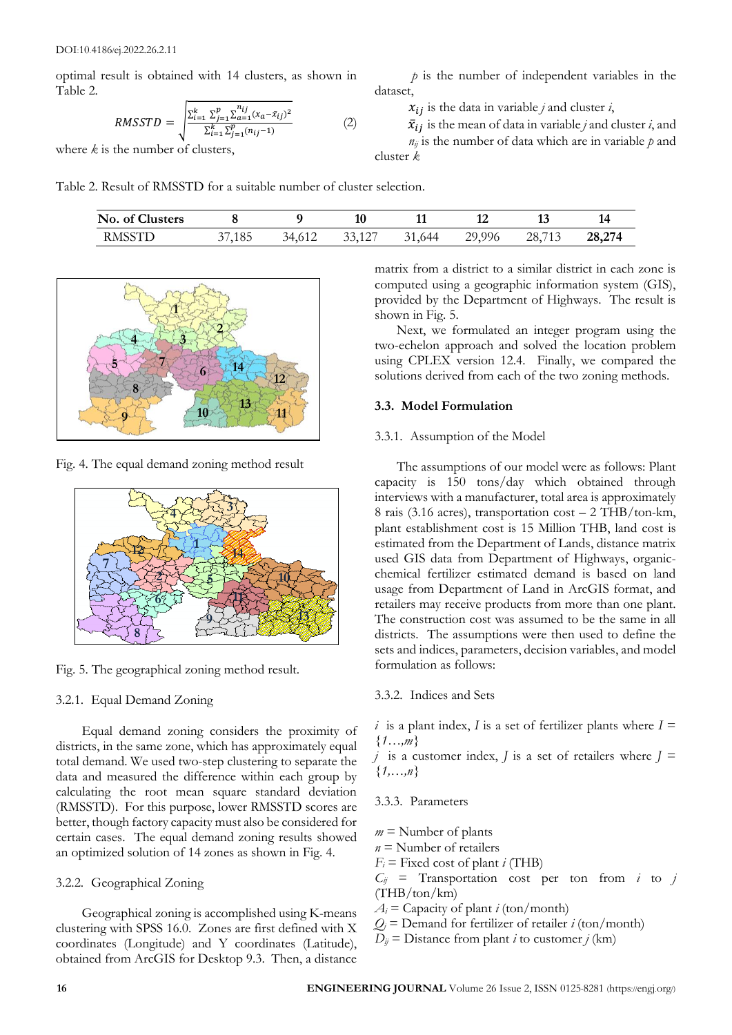optimal result is obtained with 14 clusters, as shown in Table 2.

$$RMSSTD = \sqrt{\frac{\sum_{i=1}^{k}\sum_{j=1}^{p}\sum_{a=1}^{n_{ij}}(x_a - \bar{x}_{ij})^2}{\sum_{i=1}^{k}\sum_{j=1}^{p}(n_{ij}-1)}} \qquad (2)$$

where $k$ is the number of clusters,

$p$ is the number of independent variables in the dataset,

$x_{ij}$ is the data in variable $j$ and cluster $i$,

$\bar{x}_{ij}$ is the mean of data in variable $j$ and cluster $i$, and

$n_{ij}$ is the number of data which are in variable $p$ and cluster $k$

Table 2. Result of RMSSTD for a suitable number of cluster selection.

| No. of Clusters | 8 | 9 | 10 | 11 | 12 | 13 | 14 |
|---|---|---|---|---|---|---|---|
| RMSSTD | 37,185 | 34,612 | 33,127 | 31,644 | 29,996 | 28,713 | **28,274** |

Fig. 4. The equal demand zoning method result

Fig. 5. The geographical zoning method result.

3.2.1. Equal Demand Zoning

Equal demand zoning considers the proximity of districts, in the same zone, which has approximately equal total demand. We used two-step clustering to separate the data and measured the difference within each group by calculating the root mean square standard deviation (RMSSTD). For this purpose, lower RMSSTD scores are better, though factory capacity must also be considered for certain cases. The equal demand zoning results showed an optimized solution of 14 zones as shown in Fig. 4.

3.2.2. Geographical Zoning

Geographical zoning is accomplished using K-means clustering with SPSS 16.0. Zones are first defined with X coordinates (Longitude) and Y coordinates (Latitude), obtained from ArcGIS for Desktop 9.3. Then, a distance matrix from a district to a similar district in each zone is computed using a geographic information system (GIS), provided by the Department of Highways. The result is shown in Fig. 5.

Next, we formulated an integer program using the two-echelon approach and solved the location problem using CPLEX version 12.4. Finally, we compared the solutions derived from each of the two zoning methods.

### 3.3. Model Formulation

3.3.1. Assumption of the Model

The assumptions of our model were as follows: Plant capacity is 150 tons/day which obtained through interviews with a manufacturer, total area is approximately 8 rais (3.16 acres), transportation cost – 2 THB/ton-km, plant establishment cost is 15 Million THB, land cost is estimated from the Department of Lands, distance matrix used GIS data from Department of Highways, organic-chemical fertilizer estimated demand is based on land usage from Department of Land in ArcGIS format, and retailers may receive products from more than one plant. The construction cost was assumed to be the same in all districts. The assumptions were then used to define the sets and indices, parameters, decision variables, and model formulation as follows:

3.3.2. Indices and Sets

$i$ is a plant index, $I$ is a set of fertilizer plants where $I = \{1\ldots,m\}$

$j$ is a customer index, $J$ is a set of retailers where $J = \{1,\ldots,n\}$

3.3.3. Parameters

$m$ = Number of plants

$n$ = Number of retailers

$F_i$ = Fixed cost of plant $i$ (THB)

$C_{ij}$ = Transportation cost per ton from $i$ to $j$ (THB/ton/km)

$A_i$ = Capacity of plant $i$ (ton/month)

$Q_j$ = Demand for fertilizer of retailer $i$ (ton/month)

$D_{ij}$ = Distance from plant $i$ to customer $j$ (km)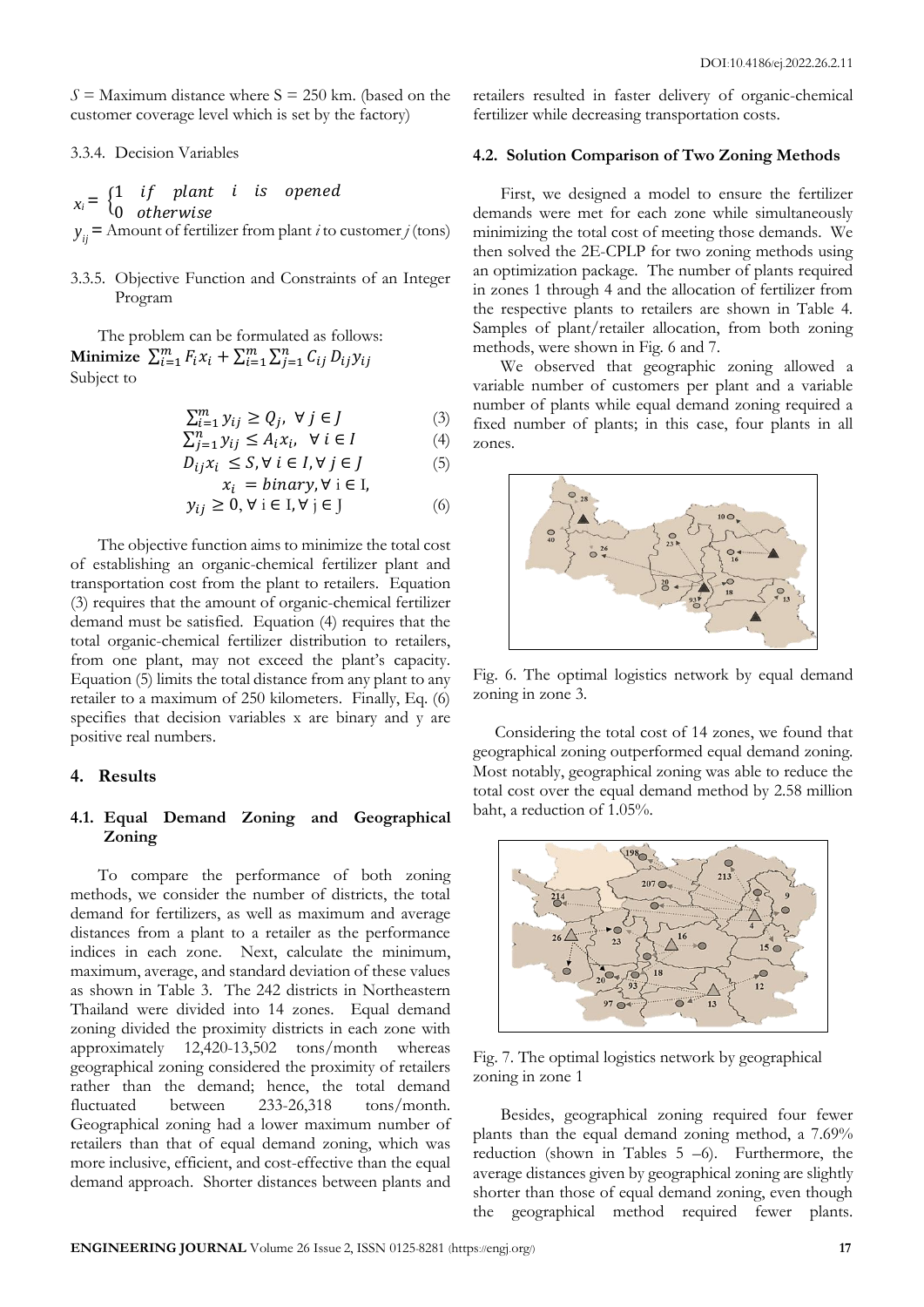$S$ = Maximum distance where S = 250 km. (based on the customer coverage level which is set by the factory)

3.3.4. Decision Variables

$$x_i = \begin{cases} 1 & if \quad plant \quad i \quad is \quad opened \\ 0 & otherwise \end{cases}$$

$y_{ij}$ = Amount of fertilizer from plant $i$ to customer $j$ (tons)

3.3.5. Objective Function and Constraints of an Integer Program

The problem can be formulated as follows:

**Minimize** $\sum_{i=1}^{m} F_i x_i + \sum_{i=1}^{m}\sum_{j=1}^{n} C_{ij} D_{ij} y_{ij}$

Subject to

$$\sum_{i=1}^{m} y_{ij} \geq Q_j, \ \forall \ j \in J \quad (3)$$

$$\sum_{j=1}^{n} y_{ij} \leq A_i x_i, \ \forall \ i \in I \quad (4)$$

$$D_{ij} x_i \leq S, \forall \ i \in I, \forall \ j \in J \quad (5)$$

$$x_i = binary, \forall \ i \in I,$$

$$y_{ij} \geq 0, \forall \ i \in I, \forall \ j \in J \quad (6)$$

The objective function aims to minimize the total cost of establishing an organic-chemical fertilizer plant and transportation cost from the plant to retailers. Equation (3) requires that the amount of organic-chemical fertilizer demand must be satisfied. Equation (4) requires that the total organic-chemical fertilizer distribution to retailers, from one plant, may not exceed the plant's capacity. Equation (5) limits the total distance from any plant to any retailer to a maximum of 250 kilometers. Finally, Eq. (6) specifies that decision variables x are binary and y are positive real numbers.

## 4. Results

### 4.1. Equal Demand Zoning and Geographical Zoning

To compare the performance of both zoning methods, we consider the number of districts, the total demand for fertilizers, as well as maximum and average distances from a plant to a retailer as the performance indices in each zone. Next, calculate the minimum, maximum, average, and standard deviation of these values as shown in Table 3. The 242 districts in Northeastern Thailand were divided into 14 zones. Equal demand zoning divided the proximity districts in each zone with approximately 12,420-13,502 tons/month whereas geographical zoning considered the proximity of retailers rather than the demand; hence, the total demand fluctuated between 233-26,318 tons/month. Geographical zoning had a lower maximum number of retailers than that of equal demand zoning, which was more inclusive, efficient, and cost-effective than the equal demand approach. Shorter distances between plants and retailers resulted in faster delivery of organic-chemical fertilizer while decreasing transportation costs.

### 4.2. Solution Comparison of Two Zoning Methods

First, we designed a model to ensure the fertilizer demands were met for each zone while simultaneously minimizing the total cost of meeting those demands. We then solved the 2E-CPLP for two zoning methods using an optimization package. The number of plants required in zones 1 through 4 and the allocation of fertilizer from the respective plants to retailers are shown in Table 4. Samples of plant/retailer allocation, from both zoning methods, were shown in Fig. 6 and 7.

We observed that geographic zoning allowed a variable number of customers per plant and a variable number of plants while equal demand zoning required a fixed number of plants; in this case, four plants in all zones.

Fig. 6. The optimal logistics network by equal demand zoning in zone 3.

Considering the total cost of 14 zones, we found that geographical zoning outperformed equal demand zoning. Most notably, geographical zoning was able to reduce the total cost over the equal demand method by 2.58 million baht, a reduction of 1.05%.

Fig. 7. The optimal logistics network by geographical zoning in zone 1

Besides, geographical zoning required four fewer plants than the equal demand zoning method, a 7.69% reduction (shown in Tables 5 –6). Furthermore, the average distances given by geographical zoning are slightly shorter than those of equal demand zoning, even though the geographical method required fewer plants.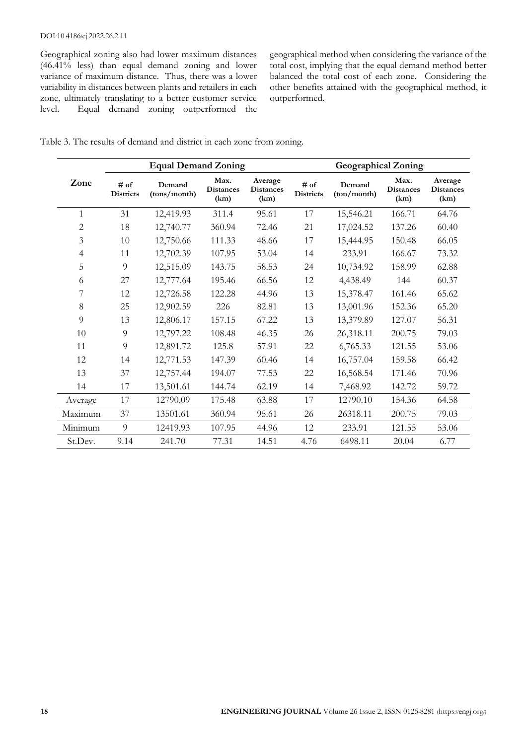Geographical zoning also had lower maximum distances (46.41% less) than equal demand zoning and lower variance of maximum distance. Thus, there was a lower variability in distances between plants and retailers in each zone, ultimately translating to a better customer service level. Equal demand zoning outperformed the geographical method when considering the variance of the total cost, implying that the equal demand method better balanced the total cost of each zone. Considering the other benefits attained with the geographical method, it outperformed.

Table 3. The results of demand and district in each zone from zoning.

| Zone | Equal Demand Zoning | | | | Geographical Zoning | | | |
|---|---|---|---|---|---|---|---|---|
| | # of Districts | Demand (tons/month) | Max. Distances (km) | Average Distances (km) | # of Districts | Demand (ton/month) | Max. Distances (km) | Average Distances (km) |
| 1 | 31 | 12,419.93 | 311.4 | 95.61 | 17 | 15,546.21 | 166.71 | 64.76 |
| 2 | 18 | 12,740.77 | 360.94 | 72.46 | 21 | 17,024.52 | 137.26 | 60.40 |
| 3 | 10 | 12,750.66 | 111.33 | 48.66 | 17 | 15,444.95 | 150.48 | 66.05 |
| 4 | 11 | 12,702.39 | 107.95 | 53.04 | 14 | 233.91 | 166.67 | 73.32 |
| 5 | 9 | 12,515.09 | 143.75 | 58.53 | 24 | 10,734.92 | 158.99 | 62.88 |
| 6 | 27 | 12,777.64 | 195.46 | 66.56 | 12 | 4,438.49 | 144 | 60.37 |
| 7 | 12 | 12,726.58 | 122.28 | 44.96 | 13 | 15,378.47 | 161.46 | 65.62 |
| 8 | 25 | 12,902.59 | 226 | 82.81 | 13 | 13,001.96 | 152.36 | 65.20 |
| 9 | 13 | 12,806.17 | 157.15 | 67.22 | 13 | 13,379.89 | 127.07 | 56.31 |
| 10 | 9 | 12,797.22 | 108.48 | 46.35 | 26 | 26,318.11 | 200.75 | 79.03 |
| 11 | 9 | 12,891.72 | 125.8 | 57.91 | 22 | 6,765.33 | 121.55 | 53.06 |
| 12 | 14 | 12,771.53 | 147.39 | 60.46 | 14 | 16,757.04 | 159.58 | 66.42 |
| 13 | 37 | 12,757.44 | 194.07 | 77.53 | 22 | 16,568.54 | 171.46 | 70.96 |
| 14 | 17 | 13,501.61 | 144.74 | 62.19 | 14 | 7,468.92 | 142.72 | 59.72 |
| Average | 17 | 12790.09 | 175.48 | 63.88 | 17 | 12790.10 | 154.36 | 64.58 |
| Maximum | 37 | 13501.61 | 360.94 | 95.61 | 26 | 26318.11 | 200.75 | 79.03 |
| Minimum | 9 | 12419.93 | 107.95 | 44.96 | 12 | 233.91 | 121.55 | 53.06 |
| St.Dev. | 9.14 | 241.70 | 77.31 | 14.51 | 4.76 | 6498.11 | 20.04 | 6.77 |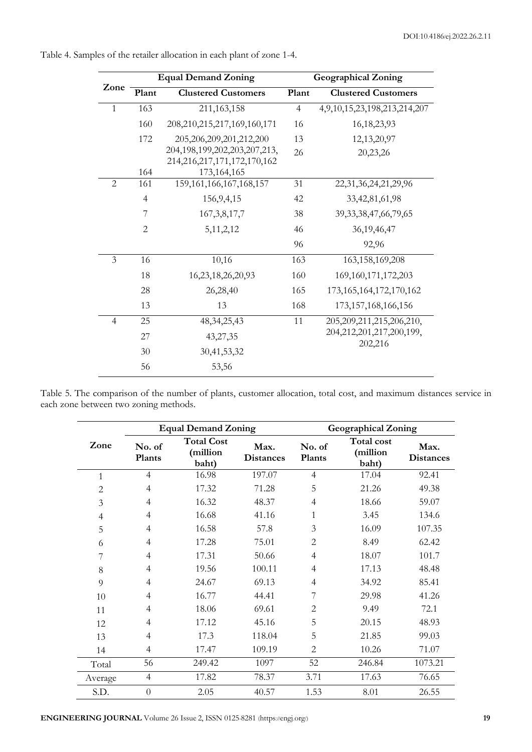Table 4. Samples of the retailer allocation in each plant of zone 1-4.

| Zone | Equal Demand Zoning | | Geographical Zoning | |
|---|---|---|---|---|
| | Plant | Clustered Customers | Plant | Clustered Customers |
| 1 | 163 | 211,163,158 | 4 | 4,9,10,15,23,198,213,214,207 |
| | 160 | 208,210,215,217,169,160,171 | 16 | 16,18,23,93 |
| | 172 | 205,206,209,201,212,200 204,198,199,202,203,207,213, 214,216,217,171,172,170,162 | 13 | 12,13,20,97 |
| | | | 26 | 20,23,26 |
| | 164 | 173,164,165 | | |
| 2 | 161 | 159,161,166,167,168,157 | 31 | 22,31,36,24,21,29,96 |
| | 4 | 156,9,4,15 | 42 | 33,42,81,61,98 |
| | 7 | 167,3,8,17,7 | 38 | 39,33,38,47,66,79,65 |
| | 2 | 5,11,2,12 | 46 | 36,19,46,47 |
| | | | 96 | 92,96 |
| 3 | 16 | 10,16 | 163 | 163,158,169,208 |
| | 18 | 16,23,18,26,20,93 | 160 | 169,160,171,172,203 |
| | 28 | 26,28,40 | 165 | 173,165,164,172,170,162 |
| | 13 | 13 | 168 | 173,157,168,166,156 |
| 4 | 25 | 48,34,25,43 | 11 | 205,209,211,215,206,210, 204,212,201,217,200,199, 202,216 |
| | 27 | 43,27,35 | | |
| | 30 | 30,41,53,32 | | |
| | 56 | 53,56 | | |

Table 5. The comparison of the number of plants, customer allocation, total cost, and maximum distances service in each zone between two zoning methods.

| Zone | Equal Demand Zoning | | | Geographical Zoning | | |
|---|---|---|---|---|---|---|
| | No. of Plants | Total Cost (million baht) | Max. Distances | No. of Plants | Total cost (million baht) | Max. Distances |
| 1 | 4 | 16.98 | 197.07 | 4 | 17.04 | 92.41 |
| 2 | 4 | 17.32 | 71.28 | 5 | 21.26 | 49.38 |
| 3 | 4 | 16.32 | 48.37 | 4 | 18.66 | 59.07 |
| 4 | 4 | 16.68 | 41.16 | 1 | 3.45 | 134.6 |
| 5 | 4 | 16.58 | 57.8 | 3 | 16.09 | 107.35 |
| 6 | 4 | 17.28 | 75.01 | 2 | 8.49 | 62.42 |
| 7 | 4 | 17.31 | 50.66 | 4 | 18.07 | 101.7 |
| 8 | 4 | 19.56 | 100.11 | 4 | 17.13 | 48.48 |
| 9 | 4 | 24.67 | 69.13 | 4 | 34.92 | 85.41 |
| 10 | 4 | 16.77 | 44.41 | 7 | 29.98 | 41.26 |
| 11 | 4 | 18.06 | 69.61 | 2 | 9.49 | 72.1 |
| 12 | 4 | 17.12 | 45.16 | 5 | 20.15 | 48.93 |
| 13 | 4 | 17.3 | 118.04 | 5 | 21.85 | 99.03 |
| 14 | 4 | 17.47 | 109.19 | 2 | 10.26 | 71.07 |
| Total | 56 | 249.42 | 1097 | 52 | 246.84 | 1073.21 |
| Average | 4 | 17.82 | 78.37 | 3.71 | 17.63 | 76.65 |
| S.D. | 0 | 2.05 | 40.57 | 1.53 | 8.01 | 26.55 |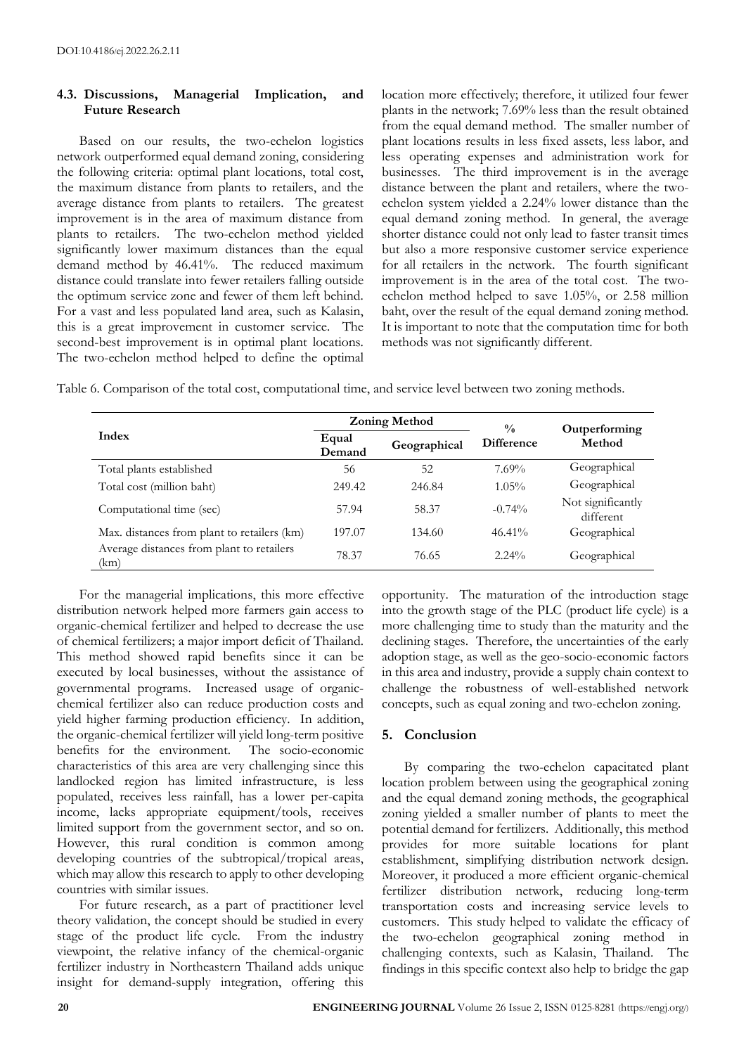### 4.3. Discussions, Managerial Implication, and Future Research

Based on our results, the two-echelon logistics network outperformed equal demand zoning, considering the following criteria: optimal plant locations, total cost, the maximum distance from plants to retailers, and the average distance from plants to retailers. The greatest improvement is in the area of maximum distance from plants to retailers. The two-echelon method yielded significantly lower maximum distances than the equal demand method by 46.41%. The reduced maximum distance could translate into fewer retailers falling outside the optimum service zone and fewer of them left behind. For a vast and less populated land area, such as Kalasin, this is a great improvement in customer service. The second-best improvement is in optimal plant locations. The two-echelon method helped to define the optimal location more effectively; therefore, it utilized four fewer plants in the network; 7.69% less than the result obtained from the equal demand method. The smaller number of plant locations results in less fixed assets, less labor, and less operating expenses and administration work for businesses. The third improvement is in the average distance between the plant and retailers, where the two-echelon system yielded a 2.24% lower distance than the equal demand zoning method. In general, the average shorter distance could not only lead to faster transit times but also a more responsive customer service experience for all retailers in the network. The fourth significant improvement is in the area of the total cost. The two-echelon method helped to save 1.05%, or 2.58 million baht, over the result of the equal demand zoning method. It is important to note that the computation time for both methods was not significantly different.

Table 6. Comparison of the total cost, computational time, and service level between two zoning methods.

| Index | Zoning Method | | % Difference | Outperforming Method |
|---|---|---|---|---|
| | Equal Demand | Geographical | | |
| Total plants established | 56 | 52 | 7.69% | Geographical |
| Total cost (million baht) | 249.42 | 246.84 | 1.05% | Geographical |
| Computational time (sec) | 57.94 | 58.37 | -0.74% | Not significantly different |
| Max. distances from plant to retailers (km) | 197.07 | 134.60 | 46.41% | Geographical |
| Average distances from plant to retailers (km) | 78.37 | 76.65 | 2.24% | Geographical |

For the managerial implications, this more effective distribution network helped more farmers gain access to organic-chemical fertilizer and helped to decrease the use of chemical fertilizers; a major import deficit of Thailand. This method showed rapid benefits since it can be executed by local businesses, without the assistance of governmental programs. Increased usage of organic-chemical fertilizer also can reduce production costs and yield higher farming production efficiency. In addition, the organic-chemical fertilizer will yield long-term positive benefits for the environment. The socio-economic characteristics of this area are very challenging since this landlocked region has limited infrastructure, is less populated, receives less rainfall, has a lower per-capita income, lacks appropriate equipment/tools, receives limited support from the government sector, and so on. However, this rural condition is common among developing countries of the subtropical/tropical areas, which may allow this research to apply to other developing countries with similar issues.

For future research, as a part of practitioner level theory validation, the concept should be studied in every stage of the product life cycle. From the industry viewpoint, the relative infancy of the chemical-organic fertilizer industry in Northeastern Thailand adds unique insight for demand-supply integration, offering this opportunity. The maturation of the introduction stage into the growth stage of the PLC (product life cycle) is a more challenging time to study than the maturity and the declining stages. Therefore, the uncertainties of the early adoption stage, as well as the geo-socio-economic factors in this area and industry, provide a supply chain context to challenge the robustness of well-established network concepts, such as equal zoning and two-echelon zoning.

## 5. Conclusion

By comparing the two-echelon capacitated plant location problem between using the geographical zoning and the equal demand zoning methods, the geographical zoning yielded a smaller number of plants to meet the potential demand for fertilizers. Additionally, this method provides for more suitable locations for plant establishment, simplifying distribution network design. Moreover, it produced a more efficient organic-chemical fertilizer distribution network, reducing long-term transportation costs and increasing service levels to customers. This study helped to validate the efficacy of the two-echelon geographical zoning method in challenging contexts, such as Kalasin, Thailand. The findings in this specific context also help to bridge the gap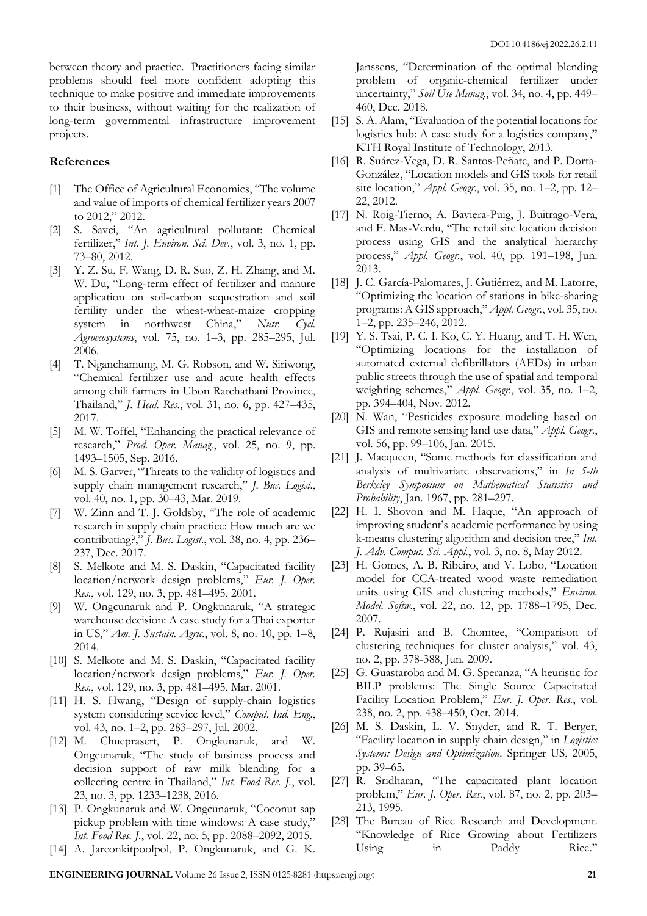between theory and practice. Practitioners facing similar problems should feel more confident adopting this technique to make positive and immediate improvements to their business, without waiting for the realization of long-term governmental infrastructure improvement projects.

## References

[1] The Office of Agricultural Economics, "The volume and value of imports of chemical fertilizer years 2007 to 2012," 2012.

[2] S. Savci, "An agricultural pollutant: Chemical fertilizer," *Int. J. Environ. Sci. Dev.*, vol. 3, no. 1, pp. 73–80, 2012.

[3] Y. Z. Su, F. Wang, D. R. Suo, Z. H. Zhang, and M. W. Du, "Long-term effect of fertilizer and manure application on soil-carbon sequestration and soil fertility under the wheat-wheat-maize cropping system in northwest China," *Nutr. Cycl. Agroecosystems*, vol. 75, no. 1–3, pp. 285–295, Jul. 2006.

[4] T. Nganchamung, M. G. Robson, and W. Siriwong, "Chemical fertilizer use and acute health effects among chili farmers in Ubon Ratchathani Province, Thailand," *J. Heal. Res.*, vol. 31, no. 6, pp. 427–435, 2017.

[5] M. W. Toffel, "Enhancing the practical relevance of research," *Prod. Oper. Manag.*, vol. 25, no. 9, pp. 1493–1505, Sep. 2016.

[6] M. S. Garver, "Threats to the validity of logistics and supply chain management research," *J. Bus. Logist.*, vol. 40, no. 1, pp. 30–43, Mar. 2019.

[7] W. Zinn and T. J. Goldsby, "The role of academic research in supply chain practice: How much are we contributing?," *J. Bus. Logist.*, vol. 38, no. 4, pp. 236–237, Dec. 2017.

[8] S. Melkote and M. S. Daskin, "Capacitated facility location/network design problems," *Eur. J. Oper. Res.*, vol. 129, no. 3, pp. 481–495, 2001.

[9] W. Ongcunaruk and P. Ongkunaruk, "A strategic warehouse decision: A case study for a Thai exporter in US," *Am. J. Sustain. Agric.*, vol. 8, no. 10, pp. 1–8, 2014.

[10] S. Melkote and M. S. Daskin, "Capacitated facility location/network design problems," *Eur. J. Oper. Res.*, vol. 129, no. 3, pp. 481–495, Mar. 2001.

[11] H. S. Hwang, "Design of supply-chain logistics system considering service level," *Comput. Ind. Eng.*, vol. 43, no. 1–2, pp. 283–297, Jul. 2002.

[12] M. Chueprasert, P. Ongkunaruk, and W. Ongcunaruk, "The study of business process and decision support of raw milk blending for a collecting centre in Thailand," *Int. Food Res. J.*, vol. 23, no. 3, pp. 1233–1238, 2016.

[13] P. Ongkunaruk and W. Ongcunaruk, "Coconut sap pickup problem with time windows: A case study," *Int. Food Res. J.*, vol. 22, no. 5, pp. 2088–2092, 2015.

[14] A. Jareonkitpoolpol, P. Ongkunaruk, and G. K. Janssens, "Determination of the optimal blending problem of organic-chemical fertilizer under uncertainty," *Soil Use Manag.*, vol. 34, no. 4, pp. 449–460, Dec. 2018.

[15] S. A. Alam, "Evaluation of the potential locations for logistics hub: A case study for a logistics company," KTH Royal Institute of Technology, 2013.

[16] R. Suárez-Vega, D. R. Santos-Peñate, and P. Dorta-González, "Location models and GIS tools for retail site location," *Appl. Geogr.*, vol. 35, no. 1–2, pp. 12–22, 2012.

[17] N. Roig-Tierno, A. Baviera-Puig, J. Buitrago-Vera, and F. Mas-Verdu, "The retail site location decision process using GIS and the analytical hierarchy process," *Appl. Geogr.*, vol. 40, pp. 191–198, Jun. 2013.

[18] J. C. García-Palomares, J. Gutiérrez, and M. Latorre, "Optimizing the location of stations in bike-sharing programs: A GIS approach," *Appl. Geogr.*, vol. 35, no. 1–2, pp. 235–246, 2012.

[19] Y. S. Tsai, P. C. I. Ko, C. Y. Huang, and T. H. Wen, "Optimizing locations for the installation of automated external defibrillators (AEDs) in urban public streets through the use of spatial and temporal weighting schemes," *Appl. Geogr.*, vol. 35, no. 1–2, pp. 394–404, Nov. 2012.

[20] N. Wan, "Pesticides exposure modeling based on GIS and remote sensing land use data," *Appl. Geogr.*, vol. 56, pp. 99–106, Jan. 2015.

[21] J. Macqueen, "Some methods for classification and analysis of multivariate observations," in *In 5-th Berkeley Symposium on Mathematical Statistics and Probability*, Jan. 1967, pp. 281–297.

[22] H. I. Shovon and M. Haque, "An approach of improving student's academic performance by using k-means clustering algorithm and decision tree," *Int. J. Adv. Comput. Sci. Appl.*, vol. 3, no. 8, May 2012.

[23] H. Gomes, A. B. Ribeiro, and V. Lobo, "Location model for CCA-treated wood waste remediation units using GIS and clustering methods," *Environ. Model. Softw.*, vol. 22, no. 12, pp. 1788–1795, Dec. 2007.

[24] P. Rujasiri and B. Chomtee, "Comparison of clustering techniques for cluster analysis," vol. 43, no. 2, pp. 378-388, Jun. 2009.

[25] G. Guastaroba and M. G. Speranza, "A heuristic for BILP problems: The Single Source Capacitated Facility Location Problem," *Eur. J. Oper. Res.*, vol. 238, no. 2, pp. 438–450, Oct. 2014.

[26] M. S. Daskin, L. V. Snyder, and R. T. Berger, "Facility location in supply chain design," in *Logistics Systems: Design and Optimization*. Springer US, 2005, pp. 39–65.

[27] R. Sridharan, "The capacitated plant location problem," *Eur. J. Oper. Res.*, vol. 87, no. 2, pp. 203–213, 1995.

[28] The Bureau of Rice Research and Development. "Knowledge of Rice Growing about Fertilizers Using in Paddy Rice."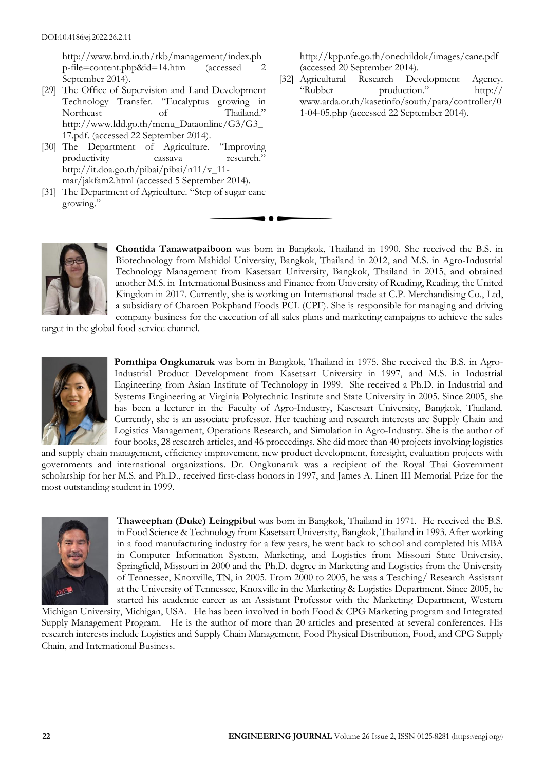http://www.brrd.in.th/rkb/management/index.php-file=content.php&id=14.htm (accessed 2 September 2014).

[29] The Office of Supervision and Land Development Technology Transfer. "Eucalyptus growing in Northeast of Thailand." http://www.ldd.go.th/menu_Dataonline/G3/G3_17.pdf. (accessed 22 September 2014).

[30] The Department of Agriculture. "Improving productivity cassava research." http://it.doa.go.th/pibai/pibai/n11/v_11-mar/jakfam2.html (accessed 5 September 2014).

[31] The Department of Agriculture. "Step of sugar cane growing." http://kpp.nfe.go.th/onechildok/images/cane.pdf (accessed 20 September 2014).

[32] Agricultural Research Development Agency. "Rubber production." http://www.arda.or.th/kasetinfo/south/para/controller/01-04-05.php (accessed 22 September 2014).

**Chontida Tanawatpaiboon** was born in Bangkok, Thailand in 1990. She received the B.S. in Biotechnology from Mahidol University, Bangkok, Thailand in 2012, and M.S. in Agro-Industrial Technology Management from Kasetsart University, Bangkok, Thailand in 2015, and obtained another M.S. in International Business and Finance from University of Reading, Reading, the United Kingdom in 2017. Currently, she is working on International trade at C.P. Merchandising Co., Ltd, a subsidiary of Charoen Pokphand Foods PCL (CPF). She is responsible for managing and driving company business for the execution of all sales plans and marketing campaigns to achieve the sales target in the global food service channel.

**Pornthipa Ongkunaruk** was born in Bangkok, Thailand in 1975. She received the B.S. in Agro-Industrial Product Development from Kasetsart University in 1997, and M.S. in Industrial Engineering from Asian Institute of Technology in 1999. She received a Ph.D. in Industrial and Systems Engineering at Virginia Polytechnic Institute and State University in 2005. Since 2005, she has been a lecturer in the Faculty of Agro-Industry, Kasetsart University, Bangkok, Thailand. Currently, she is an associate professor. Her teaching and research interests are Supply Chain and Logistics Management, Operations Research, and Simulation in Agro-Industry. She is the author of four books, 28 research articles, and 46 proceedings. She did more than 40 projects involving logistics and supply chain management, efficiency improvement, new product development, foresight, evaluation projects with governments and international organizations. Dr. Ongkunaruk was a recipient of the Royal Thai Government scholarship for her M.S. and Ph.D., received first-class honors in 1997, and James A. Linen III Memorial Prize for the most outstanding student in 1999.

**Thaweephan (Duke) Leingpibul** was born in Bangkok, Thailand in 1971. He received the B.S. in Food Science & Technology from Kasetsart University, Bangkok, Thailand in 1993. After working in a food manufacturing industry for a few years, he went back to school and completed his MBA in Computer Information System, Marketing, and Logistics from Missouri State University, Springfield, Missouri in 2000 and the Ph.D. degree in Marketing and Logistics from the University of Tennessee, Knoxville, TN, in 2005. From 2000 to 2005, he was a Teaching/ Research Assistant at the University of Tennessee, Knoxville in the Marketing & Logistics Department. Since 2005, he started his academic career as an Assistant Professor with the Marketing Department, Western Michigan University, Michigan, USA. He has been involved in both Food & CPG Marketing program and Integrated Supply Management Program. He is the author of more than 20 articles and presented at several conferences. His research interests include Logistics and Supply Chain Management, Food Physical Distribution, Food, and CPG Supply Chain, and International Business.